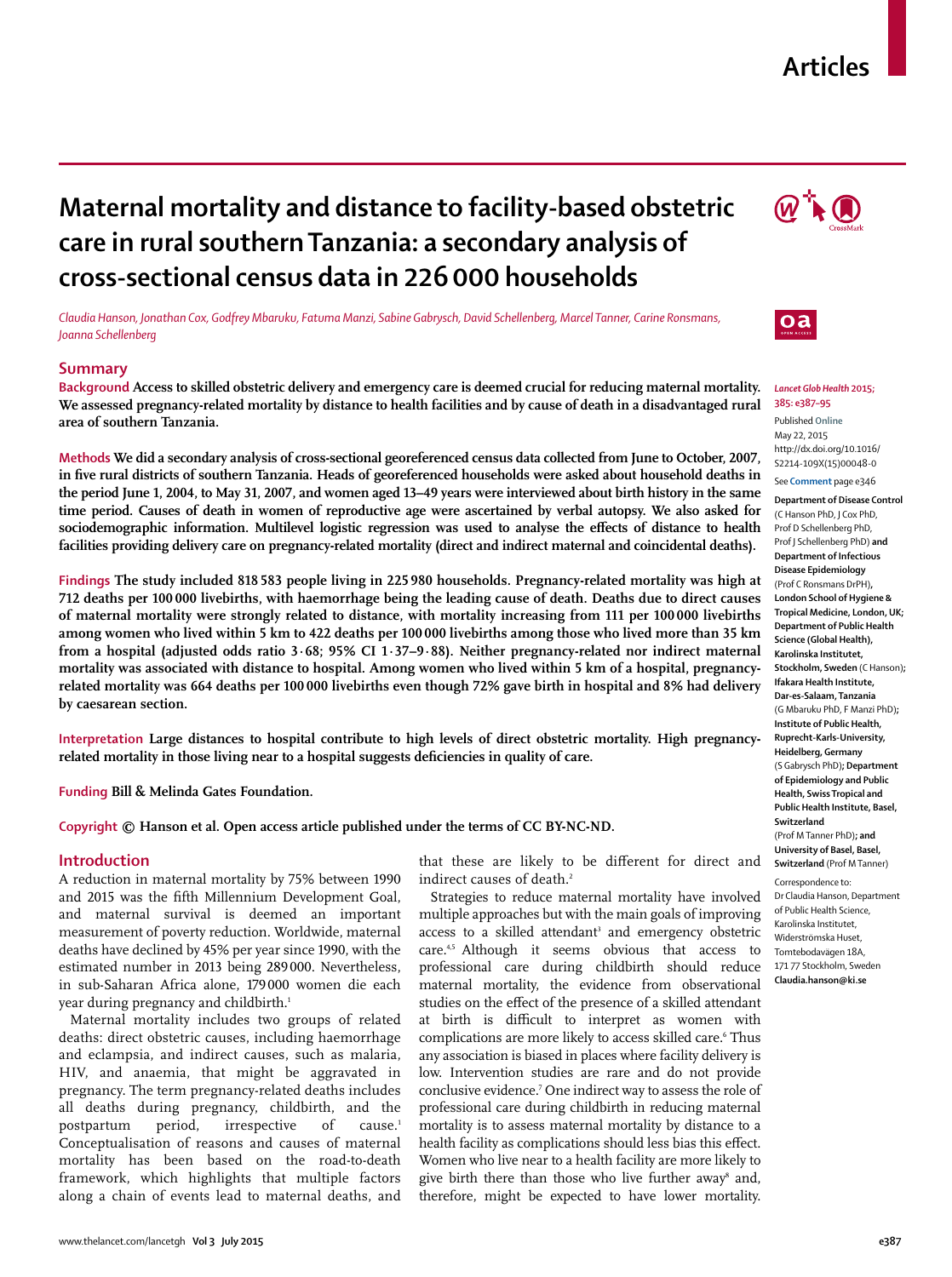Articles

# Maternal mortality and distance to facility-based obstetric care in rural southern Tanzania: a secondary analysis of cross-sectional census data in 226 000 households

*Claudia Hanson, Jonathan Cox, Godfrey Mbaruku, Fatuma Manzi, Sabine Gabrysch, David Schellenberg, Marcel Tanner, Carine Ronsmans, Joanna Schellenberg*

## Summary

**Background** Access to skilled obstetric delivery and emergency care is deemed crucial for reducing maternal mortality. We assessed pregnancy-related mortality by distance to health facilities and by cause of death in a disadvantaged rural area of southern Tanzania.

**Methods** We did a secondary analysis of cross-sectional georeferenced census data collected from June to October, 2007, in five rural districts of southern Tanzania. Heads of georeferenced households were asked about household deaths in the period June 1, 2004, to May 31, 2007, and women aged 13–49 years were interviewed about birth history in the same time period. Causes of death in women of reproductive age were ascertained by verbal autopsy. We also asked for sociodemographic information. Multilevel logistic regression was used to analyse the effects of distance to health facilities providing delivery care on pregnancy-related mortality (direct and indirect maternal and coincidental deaths).

**Findings** The study included 818 583 people living in 225 980 households. Pregnancy-related mortality was high at 712 deaths per 100 000 livebirths, with haemorrhage being the leading cause of death. Deaths due to direct causes of maternal mortality were strongly related to distance, with mortality increasing from 111 per 100 000 livebirths among women who lived within 5 km to 422 deaths per 100 000 livebirths among those who lived more than 35 km from a hospital (adjusted odds ratio 3·68; 95% CI 1·37–9·88). Neither pregnancy-related nor indirect maternal mortality was associated with distance to hospital. Among women who lived within 5 km of a hospital, pregnancy-related mortality was 664 deaths per 100 000 livebirths even though 72% gave birth in hospital and 8% had delivery by caesarean section.

**Interpretation** Large distances to hospital contribute to high levels of direct obstetric mortality. High pregnancy-related mortality in those living near to a hospital suggests deficiencies in quality of care.

**Funding** Bill & Melinda Gates Foundation.

**Copyright** © Hanson et al. Open access article published under the terms of CC BY-NC-ND.

*Lancet Glob Health* 2015; 385: e387–95

Published Online May 22, 2015 http://dx.doi.org/10.1016/S2214-109X(15)00048-0

See **Comment** page e346

**Department of Disease Control** (C Hanson PhD, J Cox PhD, Prof D Schellenberg PhD, Prof J Schellenberg PhD) **and Department of Infectious Disease Epidemiology** (Prof C Ronsmans DrPH)**, London School of Hygiene & Tropical Medicine, London, UK; Department of Public Health Science (Global Health), Karolinska Institutet, Stockholm, Sweden** (C Hanson)**; Ifakara Health Institute, Dar-es-Salaam, Tanzania** (G Mbaruku PhD, F Manzi PhD)**; Institute of Public Health, Ruprecht-Karls-University, Heidelberg, Germany** (S Gabrysch PhD)**; Department of Epidemiology and Public Health, Swiss Tropical and Public Health Institute, Basel, Switzerland** (Prof M Tanner PhD)**; and University of Basel, Basel, Switzerland** (Prof M Tanner)

Correspondence to: Dr Claudia Hanson, Department of Public Health Science, Karolinska Institutet, Widerströmska Huset, Tomtebodavägen 18A, 171 77 Stockholm, Sweden **Claudia.hanson@ki.se**

## Introduction

A reduction in maternal mortality by 75% between 1990 and 2015 was the fifth Millennium Development Goal, and maternal survival is deemed an important measurement of poverty reduction. Worldwide, maternal deaths have declined by 45% per year since 1990, with the estimated number in 2013 being 289 000. Nevertheless, in sub-Saharan Africa alone, 179 000 women die each year during pregnancy and childbirth.[1]

Maternal mortality includes two groups of related deaths: direct obstetric causes, including haemorrhage and eclampsia, and indirect causes, such as malaria, HIV, and anaemia, that might be aggravated in pregnancy. The term pregnancy-related deaths includes all deaths during pregnancy, childbirth, and the postpartum period, irrespective of cause.[1] Conceptualisation of reasons and causes of maternal mortality has been based on the road-to-death framework, which highlights that multiple factors along a chain of events lead to maternal deaths, and that these are likely to be different for direct and indirect causes of death.[2]

Strategies to reduce maternal mortality have involved multiple approaches but with the main goals of improving access to a skilled attendant[3] and emergency obstetric care.[4,5] Although it seems obvious that access to professional care during childbirth should reduce maternal mortality, the evidence from observational studies on the effect of the presence of a skilled attendant at birth is difficult to interpret as women with complications are more likely to access skilled care.[6] Thus any association is biased in places where facility delivery is low. Intervention studies are rare and do not provide conclusive evidence.[7] One indirect way to assess the role of professional care during childbirth in reducing maternal mortality is to assess maternal mortality by distance to a health facility as complications should less bias this effect. Women who live near to a health facility are more likely to give birth there than those who live further away[8] and, therefore, might be expected to have lower mortality.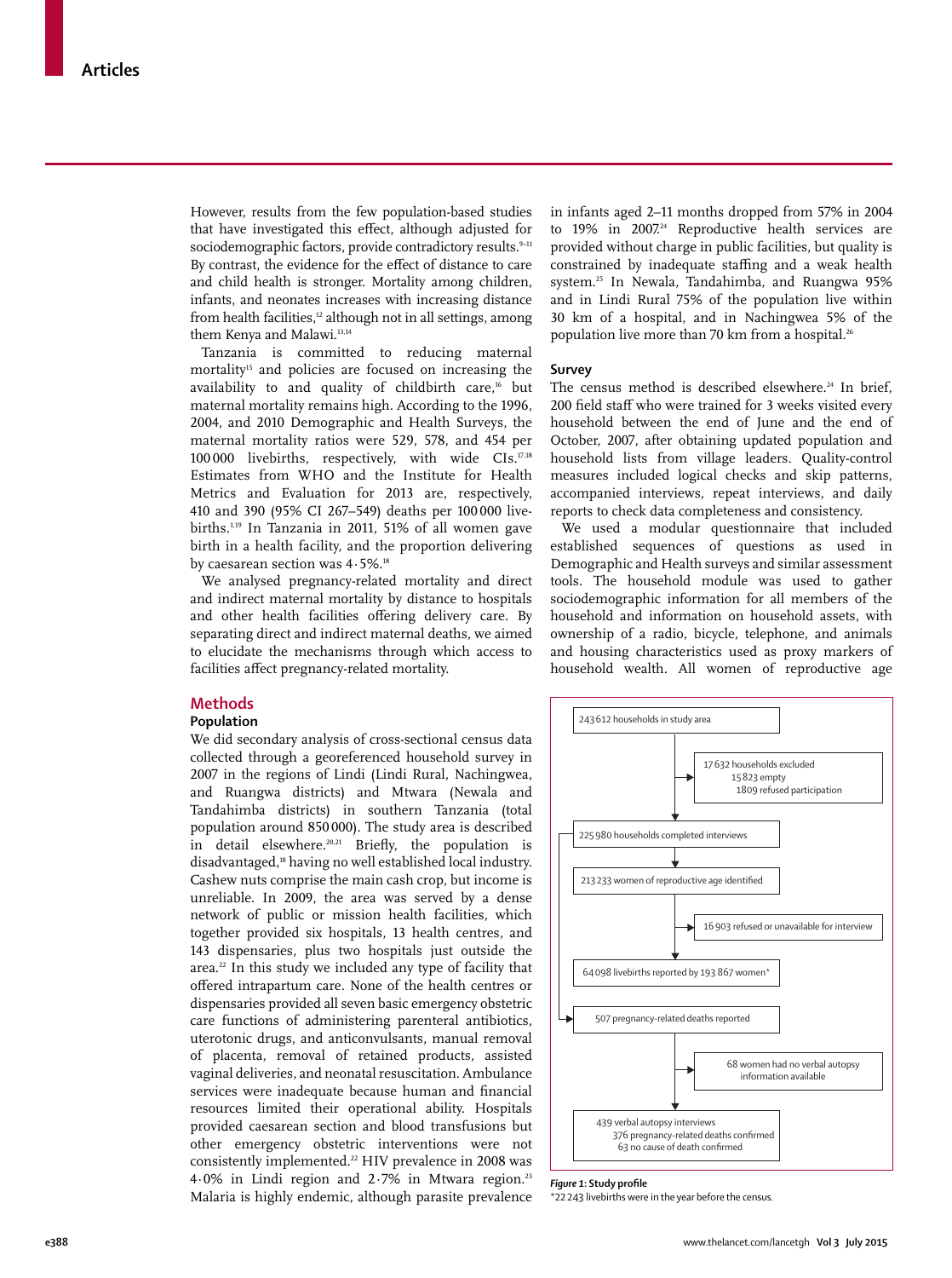However, results from the few population-based studies that have investigated this effect, although adjusted for sociodemographic factors, provide contradictory results.[9–11] By contrast, the evidence for the effect of distance to care and child health is stronger. Mortality among children, infants, and neonates increases with increasing distance from health facilities,[12] although not in all settings, among them Kenya and Malawi.[13,14]

Tanzania is committed to reducing maternal mortality[15] and policies are focused on increasing the availability of and quality of childbirth care,[16] but maternal mortality remains high. According to the 1996, 2004, and 2010 Demographic and Health Surveys, the maternal mortality ratios were 529, 578, and 454 per 100 000 livebirths, respectively, with wide CIs.[17,18] Estimates from WHO and the Institute for Health Metrics and Evaluation for 2013 are, respectively, 410 and 390 (95% CI 267–549) deaths per 100 000 livebirths.[1,19] In Tanzania in 2011, 51% of all women gave birth in a health facility, and the proportion delivering by caesarean section was 4·5%.[18]

We analysed pregnancy-related mortality and direct and indirect maternal mortality by distance to hospitals and other health facilities offering delivery care. By separating direct and indirect maternal deaths, we aimed to elucidate the mechanisms through which access to facilities affect pregnancy-related mortality.

## Methods

### Population

We did secondary analysis of cross-sectional census data collected through a georeferenced household survey in 2007 in the regions of Lindi (Lindi Rural, Nachingwea, and Ruangwa districts) and Mtwara (Newala and Tandahimba districts) in southern Tanzania (total population around 850 000). The study area is described in detail elsewhere.[20,21] Briefly, the population is disadvantaged,[18] having no well established local industry. Cashew nuts comprise the main cash crop, but income is unreliable. In 2009, the area was served by a dense network of public or mission health facilities, which together provided six hospitals, 13 health centres, and 143 dispensaries, plus two hospitals just outside the area.[22] In this study we included any type of facility that offered intrapartum care. None of the health centres or dispensaries provided all seven basic emergency obstetric care functions of administering parenteral antibiotics, uterotonic drugs, and anticonvulsants, manual removal of placenta, removal of retained products, assisted vaginal deliveries, and neonatal resuscitation. Ambulance services were inadequate because human and financial resources limited their operational ability. Hospitals provided caesarean section and blood transfusions but other emergency obstetric interventions were not consistently implemented.[22] HIV prevalence in 2008 was 4·0% in Lindi region and 2·7% in Mtwara region.[23] Malaria is highly endemic, although parasite prevalence in infants aged 2–11 months dropped from 57% in 2004 to 19% in 2007.[24] Reproductive health services are provided without charge in public facilities, but quality is constrained by inadequate staffing and a weak health system.[25] In Newala, Tandahimba, and Ruangwa 95% and in Lindi Rural 75% of the population live within 30 km of a hospital, and in Nachingwea 5% of the population live more than 70 km from a hospital.[26]

### Survey

The census method is described elsewhere.[24] In brief, 200 field staff who were trained for 3 weeks visited every household between the end of June and the end of October, 2007, after obtaining updated population and household lists from village leaders. Quality-control measures included logical checks and skip patterns, accompanied interviews, repeat interviews, and daily reports to check data completeness and consistency.

We used a modular questionnaire that included established sequences of questions as used in Demographic and Health surveys and similar assessment tools. The household module was used to gather sociodemographic information for all members of the household and information on household assets, with ownership of a radio, bicycle, telephone, and animals and housing characteristics used as proxy markers of household wealth. All women of reproductive age

- 243 612 households in study area
  - → 17 632 households excluded
    - 15 823 empty
    - 1809 refused participation
- 225 980 households completed interviews
- 213 233 women of reproductive age identified
  - → 16 903 refused or unavailable for interview
- 64 098 livebirths reported by 193 867 women*
- 507 pregnancy-related deaths reported
  - → 68 women had no verbal autopsy information available
- 439 verbal autopsy interviews
  - 376 pregnancy-related deaths confirmed
  - 63 no cause of death confirmed

*Figure 1:* **Study profile**

*22 243 livebirths were in the year before the census.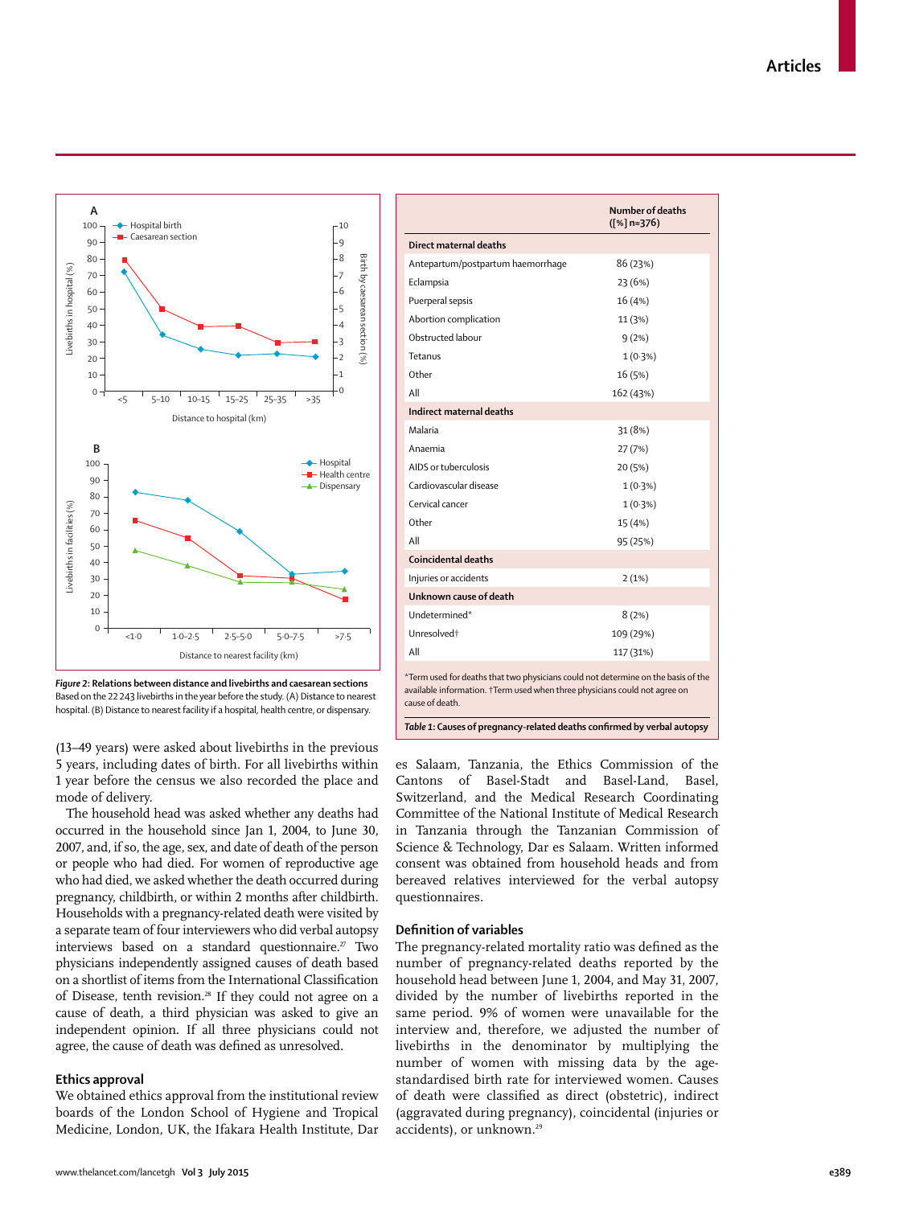Figure 2: Relations between distance and livebirths and caesarean sections
Based on the 22 243 livebirths in the year before the study. (A) Distance to nearest hospital. (B) Distance to nearest facility if a hospital, health centre, or dispensary.

| | Number of deaths ([%] n=376) |
|---|---|
| **Direct maternal deaths** | |
| Antepartum/postpartum haemorrhage | 86 (23%) |
| Eclampsia | 23 (6%) |
| Puerperal sepsis | 16 (4%) |
| Abortion complication | 11 (3%) |
| Obstructed labour | 9 (2%) |
| Tetanus | 1 (0·3%) |
| Other | 16 (5%) |
| All | 162 (43%) |
| **Indirect maternal deaths** | |
| Malaria | 31 (8%) |
| Anaemia | 27 (7%) |
| AIDS or tuberculosis | 20 (5%) |
| Cardiovascular disease | 1 (0·3%) |
| Cervical cancer | 1 (0·3%) |
| Other | 15 (4%) |
| All | 95 (25%) |
| **Coincidental deaths** | |
| Injuries or accidents | 2 (1%) |
| **Unknown cause of death** | |
| Undetermined* | 8 (2%) |
| Unresolved† | 109 (29%) |
| All | 117 (31%) |

*Term used for deaths that two physicians could not determine on the basis of the available information. †Term used when three physicians could not agree on cause of death.

*Table 1*: Causes of pregnancy-related deaths confirmed by verbal autopsy

(13–49 years) were asked about livebirths in the previous 5 years, including dates of birth. For all livebirths within 1 year before the census we also recorded the place and mode of delivery.

The household head was asked whether any deaths had occurred in the household since Jan 1, 2004, to June 30, 2007, and, if so, the age, sex, and date of death of the person or people who had died. For women of reproductive age who had died, we asked whether the death occurred during pregnancy, childbirth, or within 2 months after childbirth. Households with a pregnancy-related death were visited by a separate team of four interviewers who did verbal autopsy interviews based on a standard questionnaire.[27] Two physicians independently assigned causes of death based on a shortlist of items from the International Classification of Disease, tenth revision.[28] If they could not agree on a cause of death, a third physician was asked to give an independent opinion. If all three physicians could not agree, the cause of death was defined as unresolved.

## Ethics approval

We obtained ethics approval from the institutional review boards of the London School of Hygiene and Tropical Medicine, London, UK, the Ifakara Health Institute, Dar es Salaam, Tanzania, the Ethics Commission of the Cantons of Basel-Stadt and Basel-Land, Basel, Switzerland, and the Medical Research Coordinating Committee of the National Institute of Medical Research in Tanzania through the Tanzanian Commission of Science & Technology, Dar es Salaam. Written informed consent was obtained from household heads and from bereaved relatives interviewed for the verbal autopsy questionnaires.

## Definition of variables

The pregnancy-related mortality ratio was defined as the number of pregnancy-related deaths reported by the household head between June 1, 2004, and May 31, 2007, divided by the number of livebirths reported in the same period. 9% of women were unavailable for the interview and, therefore, we adjusted the number of livebirths in the denominator by multiplying the number of women with missing data by the age-standardised birth rate for interviewed women. Causes of death were classified as direct (obstetric), indirect (aggravated during pregnancy), coincidental (injuries or accidents), or unknown.[29]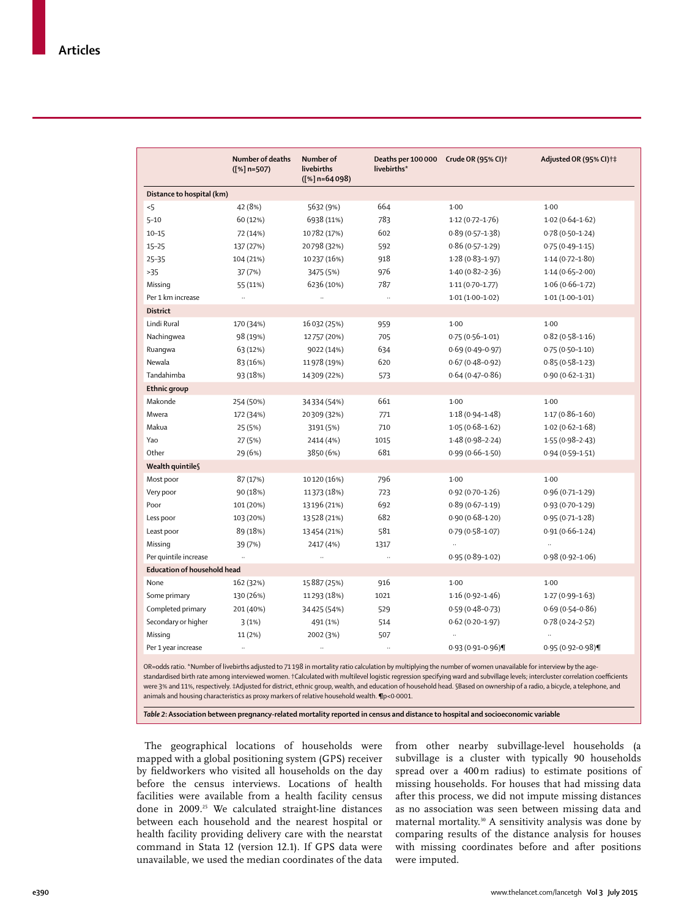| | Number of deaths ([%] n=507) | Number of livebirths ([%] n=64 098) | Deaths per 100 000 livebirths* | Crude OR (95% CI)† | Adjusted OR (95% CI)†‡ |
|---|---|---|---|---|---|
| **Distance to hospital (km)** | | | | | |
| <5 | 42 (8%) | 5632 (9%) | 664 | 1·00 | 1·00 |
| 5–10 | 60 (12%) | 6938 (11%) | 783 | 1·12 (0·72–1·76) | 1·02 (0·64–1·62) |
| 10–15 | 72 (14%) | 10 782 (17%) | 602 | 0·89 (0·57–1·38) | 0·78 (0·50–1·24) |
| 15–25 | 137 (27%) | 20 798 (32%) | 592 | 0·86 (0·57–1·29) | 0·75 (0·49–1·15) |
| 25–35 | 104 (21%) | 10 237 (16%) | 918 | 1·28 (0·83–1·97) | 1·14 (0·72–1·80) |
| >35 | 37 (7%) | 3475 (5%) | 976 | 1·40 (0·82–2·36) | 1·14 (0·65–2·00) |
| Missing | 55 (11%) | 6236 (10%) | 787 | 1·11 (0·70–1·77) | 1·06 (0·66–1·72) |
| Per 1 km increase | .. | .. | .. | 1·01 (1·00–1·02) | 1·01 (1·00–1·01) |
| **District** | | | | | |
| Lindi Rural | 170 (34%) | 16 032 (25%) | 959 | 1·00 | 1·00 |
| Nachingwea | 98 (19%) | 12 757 (20%) | 705 | 0·75 (0·56–1·01) | 0·82 (0·58–1·16) |
| Ruangwa | 63 (12%) | 9022 (14%) | 634 | 0·69 (0·49–0·97) | 0·75 (0·50–1·10) |
| Newala | 83 (16%) | 11 978 (19%) | 620 | 0·67 (0·48–0·92) | 0·85 (0·58–1·23) |
| Tandahimba | 93 (18%) | 14 309 (22%) | 573 | 0·64 (0·47–0·86) | 0·90 (0·62–1·31) |
| **Ethnic group** | | | | | |
| Makonde | 254 (50%) | 34 334 (54%) | 661 | 1·00 | 1·00 |
| Mwera | 172 (34%) | 20 309 (32%) | 771 | 1·18 (0·94–1·48) | 1·17 (0·86–1·60) |
| Makua | 25 (5%) | 3191 (5%) | 710 | 1·05 (0·68–1·62) | 1·02 (0·62–1·68) |
| Yao | 27 (5%) | 2414 (4%) | 1015 | 1·48 (0·98–2·24) | 1·55 (0·98–2·43) |
| Other | 29 (6%) | 3850 (6%) | 681 | 0·99 (0·66–1·50) | 0·94 (0·59–1·51) |
| **Wealth quintile§** | | | | | |
| Most poor | 87 (17%) | 10 120 (16%) | 796 | 1·00 | 1·00 |
| Very poor | 90 (18%) | 11 373 (18%) | 723 | 0·92 (0·70–1·26) | 0·96 (0·71–1·29) |
| Poor | 101 (20%) | 13 196 (21%) | 692 | 0·89 (0·67–1·19) | 0·93 (0·70–1·29) |
| Less poor | 103 (20%) | 13 528 (21%) | 682 | 0·90 (0·68–1·20) | 0·95 (0·71–1·28) |
| Least poor | 89 (18%) | 13 454 (21%) | 581 | 0·79 (0·58–1·07) | 0·91 (0·66–1·24) |
| Missing | 39 (7%) | 2417 (4%) | 1317 | .. | .. |
| Per quintile increase | .. | .. | .. | 0·95 (0·89–1·02) | 0·98 (0·92–1·06) |
| **Education of household head** | | | | | |
| None | 162 (32%) | 15 887 (25%) | 916 | 1·00 | 1·00 |
| Some primary | 130 (26%) | 11 293 (18%) | 1021 | 1·16 (0·92–1·46) | 1·27 (0·99–1·63) |
| Completed primary | 201 (40%) | 34 425 (54%) | 529 | 0·59 (0·48–0·73) | 0·69 (0·54–0·86) |
| Secondary or higher | 3 (1%) | 491 (1%) | 514 | 0·62 (0·20–1·97) | 0·78 (0·24–2·52) |
| Missing | 11 (2%) | 2002 (3%) | 507 | .. | .. |
| Per 1 year increase | .. | .. | .. | 0·93 (0·91–0·96)¶ | 0·95 (0·92–0·98)¶ |

OR=odds ratio. *Number of livebirths adjusted to 71 198 in mortality ratio calculation by multiplying the number of women unavailable for interview by the age-standardised birth rate among interviewed women. †Calculated with multilevel logistic regression specifying ward and subvillage levels; intercluster correlation coefficients were 3% and 11%, respectively. ‡Adjusted for district, ethnic group, wealth, and education of household head. §Based on ownership of a radio, a bicycle, a telephone, and animals and housing characteristics as proxy markers of relative household wealth. ¶p<0·0001.

*Table 2:* **Association between pregnancy-related mortality reported in census and distance to hospital and socioeconomic variable**

The geographical locations of households were mapped with a global positioning system (GPS) receiver by fieldworkers who visited all households on the day before the census interviews. Locations of health facilities were available from a health facility census done in 2009.[25] We calculated straight-line distances between each household and the nearest hospital or health facility providing delivery care with the nearstat command in Stata 12 (version 12.1). If GPS data were unavailable, we used the median coordinates of the data from other nearby subvillage-level households (a subvillage is a cluster with typically 90 households spread over a 400 m radius) to estimate positions of missing households. For houses that had missing data after this process, we did not impute missing distances as no association was seen between missing data and maternal mortality.[30] A sensitivity analysis was done by comparing results of the distance analysis for houses with missing coordinates before and after positions were imputed.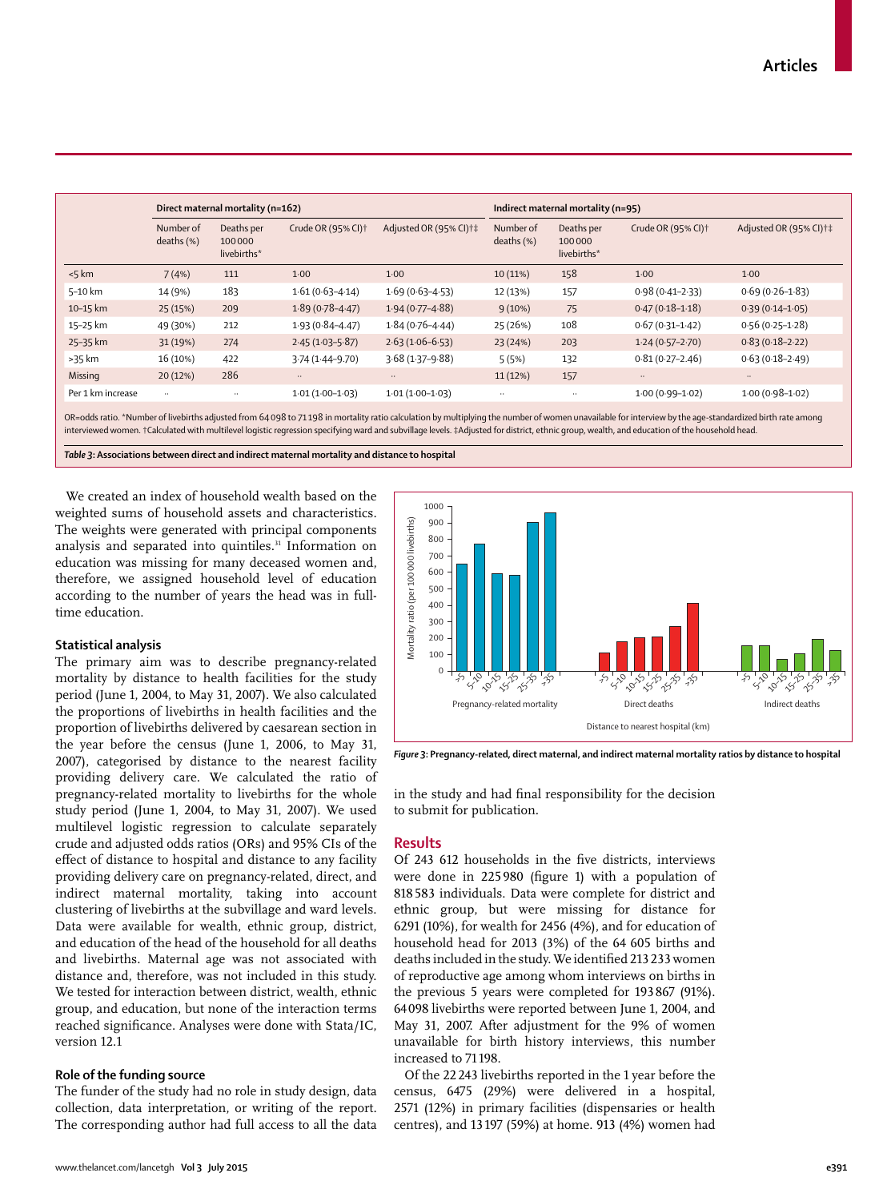| | Direct maternal mortality (n=162) | | | | Indirect maternal mortality (n=95) | | | |
|---|---|---|---|---|---|---|---|---|
| | Number of deaths (%) | Deaths per 100 000 livebirths* | Crude OR (95% CI)† | Adjusted OR (95% CI)†‡ | Number of deaths (%) | Deaths per 100 000 livebirths* | Crude OR (95% CI)† | Adjusted OR (95% CI)†‡ |
| <5 km | 7 (4%) | 111 | 1·00 | 1·00 | 10 (11%) | 158 | 1·00 | 1·00 |
| 5–10 km | 14 (9%) | 183 | 1·61 (0·63–4·14) | 1·69 (0·63–4·53) | 12 (13%) | 157 | 0·98 (0·41–2·33) | 0·69 (0·26–1·83) |
| 10–15 km | 25 (15%) | 209 | 1·89 (0·78–4·47) | 1·94 (0·77–4·88) | 9 (10%) | 75 | 0·47 (0·18–1·18) | 0·39 (0·14–1·05) |
| 15–25 km | 49 (30%) | 212 | 1·93 (0·84–4·47) | 1·84 (0·76–4·44) | 25 (26%) | 108 | 0·67 (0·31–1·42) | 0·56 (0·25–1·28) |
| 25–35 km | 31 (19%) | 274 | 2·45 (1·03–5·87) | 2·63 (1·06–6·53) | 23 (24%) | 203 | 1·24 (0·57–2·70) | 0·83 (0·18–2·22) |
| >35 km | 16 (10%) | 422 | 3·74 (1·44–9·70) | 3·68 (1·37–9·88) | 5 (5%) | 132 | 0·81 (0·27–2·46) | 0·63 (0·18–2·49) |
| Missing | 20 (12%) | 286 | .. | .. | 11 (12%) | 157 | .. | .. |
| Per 1 km increase | .. | .. | 1·01 (1·00–1·03) | 1·01 (1·00–1·03) | .. | .. | 1·00 (0·99–1·02) | 1·00 (0·98–1·02) |

OR=odds ratio. *Number of livebirths adjusted from 64 098 to 71 198 in mortality ratio calculation by multiplying the number of women unavailable for interview by the age-standardized birth rate among interviewed women. †Calculated with multilevel logistic regression specifying ward and subvillage levels. ‡Adjusted for district, ethnic group, wealth, and education of the household head.

*Table 3:* **Associations between direct and indirect maternal mortality and distance to hospital**

We created an index of household wealth based on the weighted sums of household assets and characteristics. The weights were generated with principal components analysis and separated into quintiles.[31] Information on education was missing for many deceased women and, therefore, we assigned household level of education according to the number of years the head was in full-time education.

### Statistical analysis

The primary aim was to describe pregnancy-related mortality by distance to health facilities for the study period (June 1, 2004, to May 31, 2007). We also calculated the proportions of livebirths in health facilities and the proportion of livebirths delivered by caesarean section in the year before the census (June 1, 2006, to May 31, 2007), categorised by distance to the nearest facility providing delivery care. We calculated the ratio of pregnancy-related mortality to livebirths for the whole study period (June 1, 2004, to May 31, 2007). We used multilevel logistic regression to calculate separately crude and adjusted odds ratios (ORs) and 95% CIs of the effect of distance to hospital and distance to any facility providing delivery care on pregnancy-related, direct, and indirect maternal mortality, taking into account clustering of livebirths at the subvillage and ward levels. Data were available for wealth, ethnic group, district, and education of the head of the household for all deaths and livebirths. Maternal age was not associated with distance and, therefore, was not included in this study. We tested for interaction between district, wealth, ethnic group, and education, but none of the interaction terms reached significance. Analyses were done with Stata/IC, version 12.1

### Role of the funding source

The funder of the study had no role in study design, data collection, data interpretation, or writing of the report. The corresponding author had full access to all the data in the study and had final responsibility for the decision to submit for publication.

*Figure 3:* **Pregnancy-related, direct maternal, and indirect maternal mortality ratios by distance to hospital**

## Results

Of 243 612 households in the five districts, interviews were done in 225 980 (figure 1) with a population of 818 583 individuals. Data were complete for district and ethnic group, but were missing for distance for 6291 (10%), for wealth for 2456 (4%), and for education of household head for 2013 (3%) of the 64 605 births and deaths included in the study. We identified 213 233 women of reproductive age among whom interviews on births in the previous 5 years were completed for 193 867 (91%). 64 098 livebirths were reported between June 1, 2004, and May 31, 2007. After adjustment for the 9% of women unavailable for birth history interviews, this number increased to 71 198.

Of the 22 243 livebirths reported in the 1 year before the census, 6475 (29%) were delivered in a hospital, 2571 (12%) in primary facilities (dispensaries or health centres), and 13 197 (59%) at home. 913 (4%) women had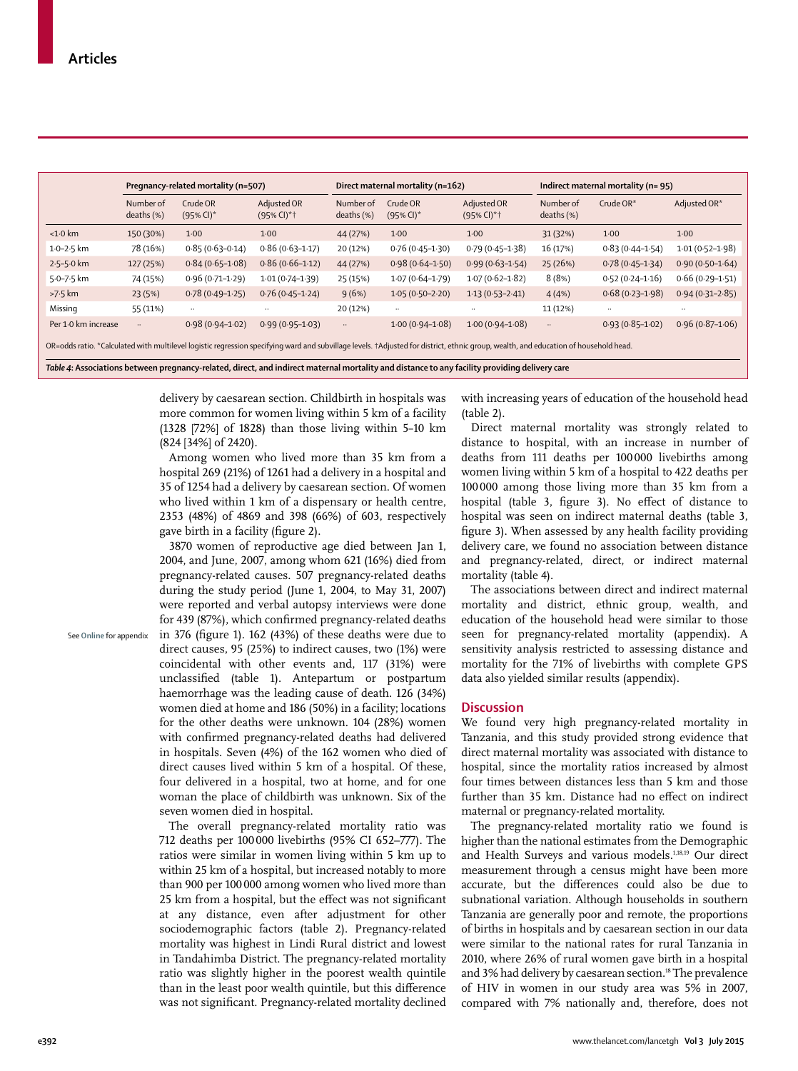| | Pregnancy-related mortality (n=507) | | | Direct maternal mortality (n=162) | | | Indirect maternal mortality (n= 95) | | |
|---|---|---|---|---|---|---|---|---|---|
| | Number of deaths (%) | Crude OR (95% CI)* | Adjusted OR (95% CI)*† | Number of deaths (%) | Crude OR (95% CI)* | Adjusted OR (95% CI)*† | Number of deaths (%) | Crude OR* | Adjusted OR* |
| <1·0 km | 150 (30%) | 1·00 | 1·00 | 44 (27%) | 1·00 | 1·00 | 31 (32%) | 1·00 | 1·00 |
| 1·0–2·5 km | 78 (16%) | 0·85 (0·63–0·14) | 0·86 (0·63–1·17) | 20 (12%) | 0·76 (0·45–1·30) | 0·79 (0·45–1·38) | 16 (17%) | 0·83 (0·44–1·54) | 1·01 (0·52–1·98) |
| 2·5–5·0 km | 127 (25%) | 0·84 (0·65–1·08) | 0·86 (0·66–1·12) | 44 (27%) | 0·98 (0·64–1·50) | 0·99 (0·63–1·54) | 25 (26%) | 0·78 (0·45–1·34) | 0·90 (0·50–1·64) |
| 5·0–7·5 km | 74 (15%) | 0·96 (0·71–1·29) | 1·01 (0·74–1·39) | 25 (15%) | 1·07 (0·64–1·79) | 1·07 (0·62–1·82) | 8 (8%) | 0·52 (0·24–1·16) | 0·66 (0·29–1·51) |
| >7·5 km | 23 (5%) | 0·78 (0·49–1·25) | 0·76 (0·45–1·24) | 9 (6%) | 1·05 (0·50–2·20) | 1·13 (0·53–2·41) | 4 (4%) | 0·68 (0·23–1·98) | 0·94 (0·31–2·85) |
| Missing | 55 (11%) | .. | .. | 20 (12%) | .. | .. | 11 (12%) | .. | .. |
| Per 1·0 km increase | .. | 0·98 (0·94–1·02) | 0·99 (0·95–1·03) | .. | 1·00 (0·94–1·08) | 1·00 (0·94–1·08) | .. | 0·93 (0·85–1·02) | 0·96 (0·87–1·06) |

OR=odds ratio. *Calculated with multilevel logistic regression specifying ward and subvillage levels. †Adjusted for district, ethnic group, wealth, and education of household head.

**Table 4: Associations between pregnancy-related, direct, and indirect maternal mortality and distance to any facility providing delivery care**

delivery by caesarean section. Childbirth in hospitals was more common for women living within 5 km of a facility (1328 [72%] of 1828) than those living within 5–10 km (824 [34%] of 2420).

Among women who lived more than 35 km from a hospital 269 (21%) of 1261 had a delivery in a hospital and 35 of 1254 had a delivery by caesarean section. Of women who lived within 1 km of a dispensary or health centre, 2353 (48%) of 4869 and 398 (66%) of 603, respectively gave birth in a facility (figure 2).

3870 women of reproductive age died between Jan 1, 2004, and June, 2007, among whom 621 (16%) died from pregnancy-related causes. 507 pregnancy-related deaths during the study period (June 1, 2004, to May 31, 2007) were reported and verbal autopsy interviews were done for 439 (87%), which confirmed pregnancy-related deaths in 376 (figure 1). 162 (43%) of these deaths were due to direct causes, 95 (25%) to indirect causes, two (1%) were coincidental with other events and, 117 (31%) were unclassified (table 1). Antepartum or postpartum haemorrhage was the leading cause of death. 126 (34%) women died at home and 186 (50%) in a facility; locations for the other deaths were unknown. 104 (28%) women with confirmed pregnancy-related deaths had delivered in hospitals. Seven (4%) of the 162 women who died of direct causes lived within 5 km of a hospital. Of these, four delivered in a hospital, two at home, and for one woman the place of childbirth was unknown. Six of the seven women died in hospital.

See **Online** for appendix

The overall pregnancy-related mortality ratio was 712 deaths per 100 000 livebirths (95% CI 652–777). The ratios were similar in women living within 5 km up to within 25 km of a hospital, but increased notably to more than 900 per 100 000 among women who lived more than 25 km from a hospital, but the effect was not significant at any distance, even after adjustment for other sociodemographic factors (table 2). Pregnancy-related mortality was highest in Lindi Rural district and lowest in Tandahimba District. The pregnancy-related mortality ratio was slightly higher in the poorest wealth quintile than in the least poor wealth quintile, but this difference was not significant. Pregnancy-related mortality declined with increasing years of education of the household head (table 2).

Direct maternal mortality was strongly related to distance to hospital, with an increase in number of deaths from 111 deaths per 100 000 livebirths among women living within 5 km of a hospital to 422 deaths per 100 000 among those living more than 35 km from a hospital (table 3, figure 3). No effect of distance to hospital was seen on indirect maternal deaths (table 3, figure 3). When assessed by any health facility providing delivery care, we found no association between distance and pregnancy-related, direct, or indirect maternal mortality (table 4).

The associations between direct and indirect maternal mortality and district, ethnic group, wealth, and education of the household head were similar to those seen for pregnancy-related mortality (appendix). A sensitivity analysis restricted to assessing distance and mortality for the 71% of livebirths with complete GPS data also yielded similar results (appendix).

## Discussion

We found very high pregnancy-related mortality in Tanzania, and this study provided strong evidence that direct maternal mortality was associated with distance to hospital, since the mortality ratios increased by almost four times between distances less than 5 km and those further than 35 km. Distance had no effect on indirect maternal or pregnancy-related mortality.

The pregnancy-related mortality ratio we found is higher than the national estimates from the Demographic and Health Surveys and various models.[1,18,19] Our direct measurement through a census might have been more accurate, but the differences could also be due to subnational variation. Although households in southern Tanzania are generally poor and remote, the proportions of births in hospitals and by caesarean section in our data were similar to the national rates for rural Tanzania in 2010, where 26% of rural women gave birth in a hospital and 3% had delivery by caesarean section.[18] The prevalence of HIV in women in our study area was 5% in 2007, compared with 7% nationally and, therefore, does not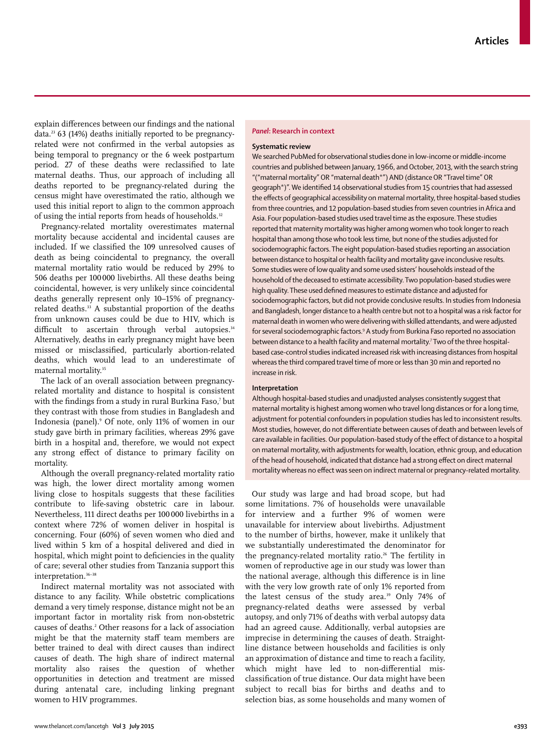explain differences between our findings and the national data.[23] 63 (14%) deaths initially reported to be pregnancy-related were not confirmed in the verbal autopsies as being temporal to pregnancy or the 6 week postpartum period. 27 of these deaths were reclassified to late maternal deaths. Thus, our approach of including all deaths reported to be pregnancy-related during the census might have overestimated the ratio, although we used this initial report to align to the common approach of using the intial reports from heads of households.[32]

Pregnancy-related mortality overestimates maternal mortality because accidental and incidental causes are included. If we classified the 109 unresolved causes of death as being coincidental to pregnancy, the overall maternal mortality ratio would be reduced by 29% to 506 deaths per 100 000 livebirths. All these deaths being coincidental, however, is very unlikely since coincidental deaths generally represent only 10–15% of pregnancy-related deaths.[33] A substantial proportion of the deaths from unknown causes could be due to HIV, which is difficult to ascertain through verbal autopsies.[34] Alternatively, deaths in early pregnancy might have been missed or misclassified, particularly abortion-related deaths, which would lead to an underestimate of maternal mortality.[35]

The lack of an overall association between pregnancy-related mortality and distance to hospital is consistent with the findings from a study in rural Burkina Faso,[7] but they contrast with those from studies in Bangladesh and Indonesia (panel).[9] Of note, only 11% of women in our study gave birth in primary facilities, whereas 29% gave birth in a hospital and, therefore, we would not expect any strong effect of distance to primary facility on mortality.

Although the overall pregnancy-related mortality ratio was high, the lower direct mortality among women living close to hospitals suggests that these facilities contribute to life-saving obstetric care in labour. Nevertheless, 111 direct deaths per 100 000 livebirths in a context where 72% of women deliver in hospital is concerning. Four (60%) of seven women who died and lived within 5 km of a hospital delivered and died in hospital, which might point to deficiencies in the quality of care; several other studies from Tanzania support this interpretation.[36–38]

Indirect maternal mortality was not associated with distance to any facility. While obstetric complications demand a very timely response, distance might not be an important factor in mortality risk from non-obstetric causes of deaths.[2] Other reasons for a lack of association might be that the maternity staff team members are better trained to deal with direct causes than indirect causes of death. The high share of indirect maternal mortality also raises the question of whether opportunities in detection and treatment are missed during antenatal care, including linking pregnant women to HIV programmes.

> ***Panel*: Research in context**
>
> **Systematic review**
>
> We searched PubMed for observational studies done in low-income or middle-income countries and published between January, 1966, and October, 2013, with the search string "("maternal mortality" OR "maternal death*") AND (distance OR "Travel time" OR geograph*)". We identified 14 observational studies from 15 countries that had assessed the effects of geographical accessibility on maternal mortality, three hospital-based studies from three countries, and 12 population-based studies from seven countries in Africa and Asia. Four population-based studies used travel time as the exposure. These studies reported that maternity mortality was higher among women who took longer to reach hospital than among those who took less time, but none of the studies adjusted for sociodemographic factors. The eight population-based studies reporting an association between distance to hospital or health facility and mortality gave inconclusive results. Some studies were of low quality and some used sisters' households instead of the household of the deceased to estimate accessibility. Two population-based studies were high quality. These used defined measures to estimate distance and adjusted for sociodemographic factors, but did not provide conclusive results. In studies from Indonesia and Bangladesh, longer distance to a health centre but not to a hospital was a risk factor for maternal death in women who were delivering with skilled attendants, and were adjusted for several sociodemographic factors.[9] A study from Burkina Faso reported no association between distance to a health facility and maternal mortality.[7] Two of the three hospital-based case-control studies indicated increased risk with increasing distances from hospital whereas the third compared travel time of more or less than 30 min and reported no increase in risk.
>
> **Interpretation**
>
> Although hospital-based studies and unadjusted analyses consistently suggest that maternal mortality is highest among women who travel long distances or for a long time, adjustment for potential confounders in population studies has led to inconsistent results. Most studies, however, do not differentiate between causes of death and between levels of care available in facilities. Our population-based study of the effect of distance to a hospital on maternal mortality, with adjustments for wealth, location, ethnic group, and education of the head of household, indicated that distance had a strong effect on direct maternal mortality whereas no effect was seen on indirect maternal or pregnancy-related mortality.

Our study was large and had broad scope, but had some limitations. 7% of households were unavailable for interview and a further 9% of women were unavailable for interview about livebirths. Adjustment to the number of births, however, make it unlikely that we substantially underestimated the denominator for the pregnancy-related mortality ratio.[26] The fertility in women of reproductive age in our study was lower than the national average, although this difference is in line with the very low growth rate of only 1% reported from the latest census of the study area.[39] Only 74% of pregnancy-related deaths were assessed by verbal autopsy, and only 71% of deaths with verbal autopsy data had an agreed cause. Additionally, verbal autopsies are imprecise in determining the causes of death. Straight-line distance between households and facilities is only an approximation of distance and time to reach a facility, which might have led to non-differential misclassification of true distance. Our data might have been subject to recall bias for births and deaths and to selection bias, as some households and many women of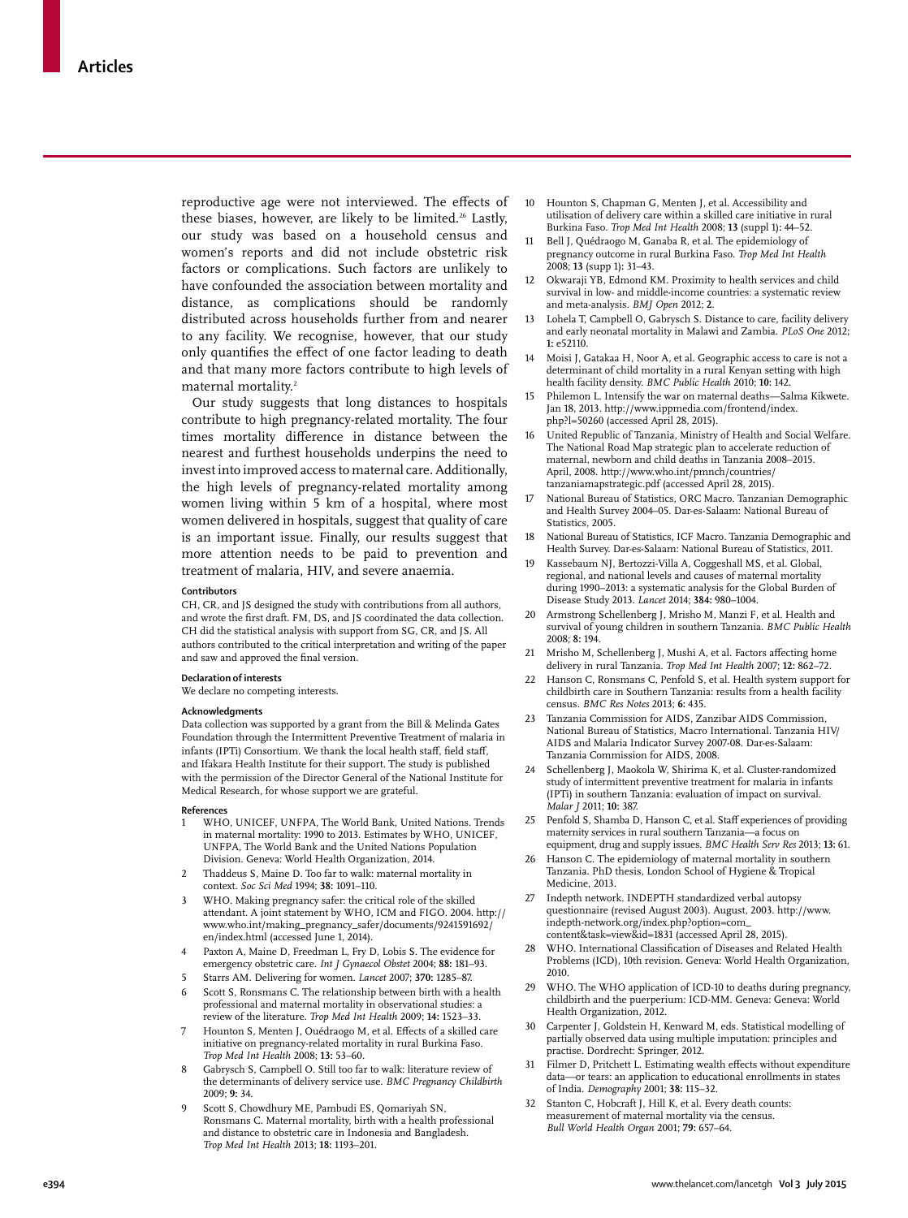reproductive age were not interviewed. The effects of these biases, however, are likely to be limited.[26] Lastly, our study was based on a household census and women's reports and did not include obstetric risk factors or complications. Such factors are unlikely to have confounded the association between mortality and distance, as complications should be randomly distributed across households further from and nearer to any facility. We recognise, however, that our study only quantifies the effect of one factor leading to death and that many more factors contribute to high levels of maternal mortality.[2]

Our study suggests that long distances to hospitals contribute to high pregnancy-related mortality. The four times mortality difference in distance between the nearest and furthest households underpins the need to invest into improved access to maternal care. Additionally, the high levels of pregnancy-related mortality among women living within 5 km of a hospital, where most women delivered in hospitals, suggest that quality of care is an important issue. Finally, our results suggest that more attention needs to be paid to prevention and treatment of malaria, HIV, and severe anaemia.

#### Contributors

CH, CR, and JS designed the study with contributions from all authors, and wrote the first draft. FM, DS, and JS coordinated the data collection. CH did the statistical analysis with support from SG, CR, and JS. All authors contributed to the critical interpretation and writing of the paper and saw and approved the final version.

#### Declaration of interests

We declare no competing interests.

#### Acknowledgments

Data collection was supported by a grant from the Bill & Melinda Gates Foundation through the Intermittent Preventive Treatment of malaria in infants (IPTi) Consortium. We thank the local health staff, field staff, and Ifakara Health Institute for their support. The study is published with the permission of the Director General of the National Institute for Medical Research, for whose support we are grateful.

#### References

1. WHO, UNICEF, UNFPA, The World Bank, United Nations. Trends in maternal mortality: 1990 to 2013. Estimates by WHO, UNICEF, UNFPA, The World Bank and the United Nations Population Division. Geneva: World Health Organization, 2014.
2. Thaddeus S, Maine D. Too far to walk: maternal mortality in context. *Soc Sci Med* 1994; **38:** 1091–110.
3. WHO. Making pregnancy safer: the critical role of the skilled attendant. A joint statement by WHO, ICM and FIGO. 2004. http://www.who.int/making_pregnancy_safer/documents/9241591692/en/index.html (accessed June 1, 2014).
4. Paxton A, Maine D, Freedman L, Fry D, Lobis S. The evidence for emergency obstetric care. *Int J Gynaecol Obstet* 2004; **88:** 181–93.
5. Starrs AM. Delivering for women. *Lancet* 2007; **370:** 1285–87.
6. Scott S, Ronsmans C. The relationship between birth with a health professional and maternal mortality in observational studies: a review of the literature. *Trop Med Int Health* 2009; **14:** 1523–33.
7. Hounton S, Menten J, Ouédraogo M, et al. Effects of a skilled care initiative on pregnancy-related mortality in rural Burkina Faso. *Trop Med Int Health* 2008; **13:** 53–60.
8. Gabrysch S, Campbell O. Still too far to walk: literature review of the determinants of delivery service use. *BMC Pregnancy Childbirth* 2009; **9:** 34.
9. Scott S, Chowdhury ME, Pambudi ES, Qomariyah SN, Ronsmans C. Maternal mortality, birth with a health professional and distance to obstetric care in Indonesia and Bangladesh. *Trop Med Int Health* 2013; **18:** 1193–201.
10. Hounton S, Chapman G, Menten J, et al. Accessibility and utilisation of delivery care within a skilled care initiative in rural Burkina Faso. *Trop Med Int Health* 2008; **13** (suppl 1)**:** 44–52.
11. Bell J, Quédraogo M, Ganaba R, et al. The epidemiology of pregnancy outcome in rural Burkina Faso. *Trop Med Int Health* 2008; **13** (supp 1)**:** 31–43.
12. Okwaraji YB, Edmond KM. Proximity to health services and child survival in low- and middle-income countries: a systematic review and meta-analysis. *BMJ Open* 2012; **2.**
13. Lohela T, Campbell O, Gabrysch S. Distance to care, facility delivery and early neonatal mortality in Malawi and Zambia. *PLoS One* 2012; **1:** e52110.
14. Moisi J, Gatakaa H, Noor A, et al. Geographic access to care is not a determinant of child mortality in a rural Kenyan setting with high health facility density. *BMC Public Health* 2010; **10:** 142.
15. Philemon L. Intensify the war on maternal deaths—Salma Kikwete. Jan 18, 2013. http://www.ippmedia.com/frontend/index.php?l=50260 (accessed April 28, 2015).
16. United Republic of Tanzania, Ministry of Health and Social Welfare. The National Road Map strategic plan to accelerate reduction of maternal, newborn and child deaths in Tanzania 2008–2015. April, 2008. http://www.who.int/pmnch/countries/tanzaniamapstrategic.pdf (accessed April 28, 2015).
17. National Bureau of Statistics, ORC Macro. Tanzanian Demographic and Health Survey 2004–05. Dar-es-Salaam: National Bureau of Statistics, 2005.
18. National Bureau of Statistics, ICF Macro. Tanzania Demographic and Health Survey. Dar-es-Salaam: National Bureau of Statistics, 2011.
19. Kassebaum NJ, Bertozzi-Villa A, Coggeshall MS, et al. Global, regional, and national levels and causes of maternal mortality during 1990–2013: a systematic analysis for the Global Burden of Disease Study 2013. *Lancet* 2014; **384:** 980–1004.
20. Armstrong Schellenberg J, Mrisho M, Manzi F, et al. Health and survival of young children in southern Tanzania. *BMC Public Health* 2008; **8:** 194.
21. Mrisho M, Schellenberg J, Mushi A, et al. Factors affecting home delivery in rural Tanzania. *Trop Med Int Health* 2007; **12:** 862–72.
22. Hanson C, Ronsmans C, Penfold S, et al. Health system support for childbirth care in Southern Tanzania: results from a health facility census. *BMC Res Notes* 2013; **6:** 435.
23. Tanzania Commission for AIDS, Zanzibar AIDS Commission, National Bureau of Statistics, Macro International. Tanzania HIV/AIDS and Malaria Indicator Survey 2007-08. Dar-es-Salaam: Tanzania Commission for AIDS, 2008.
24. Schellenberg J, Maokola W, Shirima K, et al. Cluster-randomized study of intermittent preventive treatment for malaria in infants (IPTi) in southern Tanzania: evaluation of impact on survival. *Malar J* 2011; **10:** 387.
25. Penfold S, Shamba D, Hanson C, et al. Staff experiences of providing maternity services in rural southern Tanzania—a focus on equipment, drug and supply issues. *BMC Health Serv Res* 2013; **13:** 61.
26. Hanson C. The epidemiology of maternal mortality in southern Tanzania. PhD thesis, London School of Hygiene & Tropical Medicine, 2013.
27. Indepth network. INDEPTH standardized verbal autopsy questionnaire (revised August 2003). August, 2003. http://www.indepth-network.org/index.php?option=com_content&task=view&id=1831 (accessed April 28, 2015).
28. WHO. International Classification of Diseases and Related Health Problems (ICD), 10th revision. Geneva: World Health Organization, 2010.
29. WHO. The WHO application of ICD-10 to deaths during pregnancy, childbirth and the puerperium: ICD-MM. Geneva: Geneva: World Health Organization, 2012.
30. Carpenter J, Goldstein H, Kenward M, eds. Statistical modelling of partially observed data using multiple imputation: principles and practise. Dordrecht: Springer, 2012.
31. Filmer D, Pritchett L. Estimating wealth effects without expenditure data—or tears: an application to educational enrollments in states of India. *Demography* 2001; **38:** 115–32.
32. Stanton C, Hobcraft J, Hill K, et al. Every death counts: measurement of maternal mortality via the census. *Bull World Health Organ* 2001; **79:** 657–64.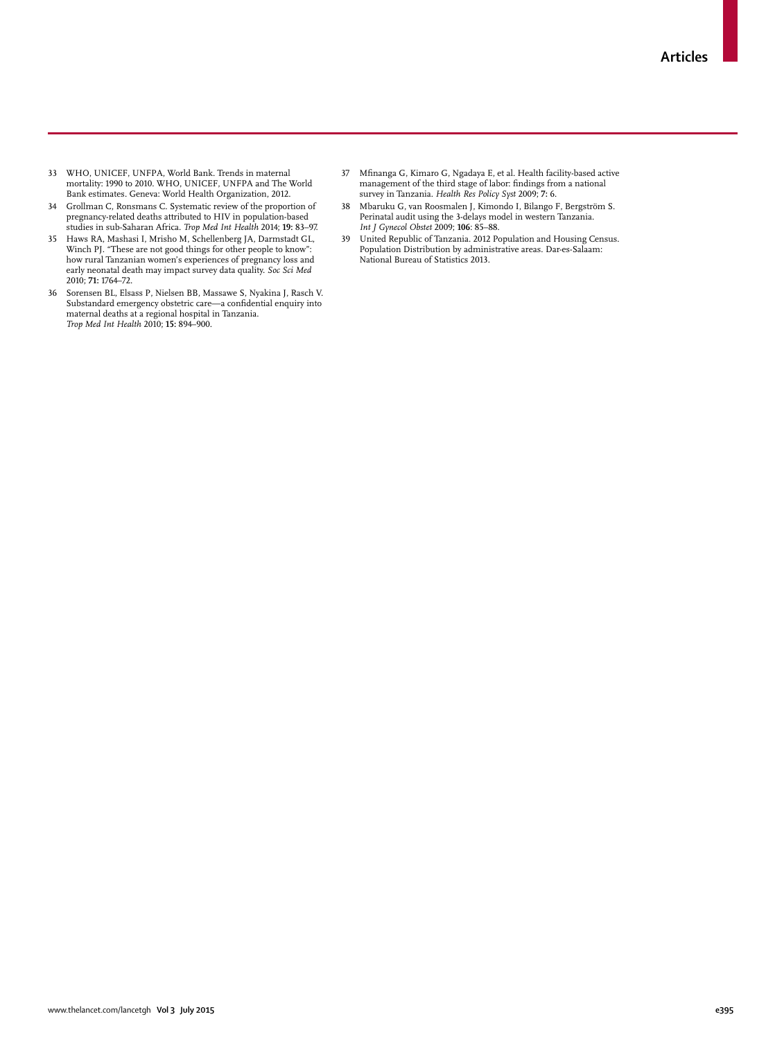33 WHO, UNICEF, UNFPA, World Bank. Trends in maternal mortality: 1990 to 2010. WHO, UNICEF, UNFPA and The World Bank estimates. Geneva: World Health Organization, 2012.

34 Grollman C, Ronsmans C. Systematic review of the proportion of pregnancy-related deaths attributed to HIV in population-based studies in sub-Saharan Africa. *Trop Med Int Health* 2014; **19:** 83–97.

35 Haws RA, Mashasi I, Mrisho M, Schellenberg JA, Darmstadt GL, Winch PJ. "These are not good things for other people to know": how rural Tanzanian women's experiences of pregnancy loss and early neonatal death may impact survey data quality. *Soc Sci Med* 2010; **71:** 1764–72.

36 Sorensen BL, Elsass P, Nielsen BB, Massawe S, Nyakina J, Rasch V. Substandard emergency obstetric care—a confidential enquiry into maternal deaths at a regional hospital in Tanzania. *Trop Med Int Health* 2010; **15:** 894–900.

37 Mfinanga G, Kimaro G, Ngadaya E, et al. Health facility-based active management of the third stage of labor: findings from a national survey in Tanzania. *Health Res Policy Syst* 2009; **7:** 6.

38 Mbaruku G, van Roosmalen J, Kimondo I, Bilango F, Bergström S. Perinatal audit using the 3-delays model in western Tanzania. *Int J Gynecol Obstet* 2009; **106**: 85–88.

39 United Republic of Tanzania. 2012 Population and Housing Census. Population Distribution by administrative areas. Dar-es-Salaam: National Bureau of Statistics 2013.